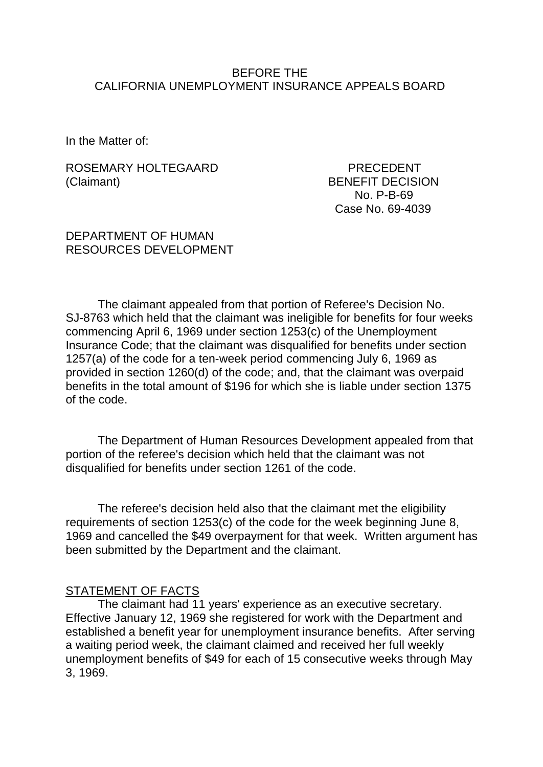BEFORE THE
CALIFORNIA UNEMPLOYMENT INSURANCE APPEALS BOARD

In the Matter of:

ROSEMARY HOLTEGAARD
(Claimant)

PRECEDENT
BENEFIT DECISION
No. P-B-69
Case No. 69-4039

DEPARTMENT OF HUMAN
RESOURCES DEVELOPMENT

The claimant appealed from that portion of Referee's Decision No. SJ-8763 which held that the claimant was ineligible for benefits for four weeks commencing April 6, 1969 under section 1253(c) of the Unemployment Insurance Code; that the claimant was disqualified for benefits under section 1257(a) of the code for a ten-week period commencing July 6, 1969 as provided in section 1260(d) of the code; and, that the claimant was overpaid benefits in the total amount of $196 for which she is liable under section 1375 of the code.

The Department of Human Resources Development appealed from that portion of the referee's decision which held that the claimant was not disqualified for benefits under section 1261 of the code.

The referee's decision held also that the claimant met the eligibility requirements of section 1253(c) of the code for the week beginning June 8, 1969 and cancelled the $49 overpayment for that week. Written argument has been submitted by the Department and the claimant.

STATEMENT OF FACTS

The claimant had 11 years' experience as an executive secretary. Effective January 12, 1969 she registered for work with the Department and established a benefit year for unemployment insurance benefits. After serving a waiting period week, the claimant claimed and received her full weekly unemployment benefits of $49 for each of 15 consecutive weeks through May 3, 1969.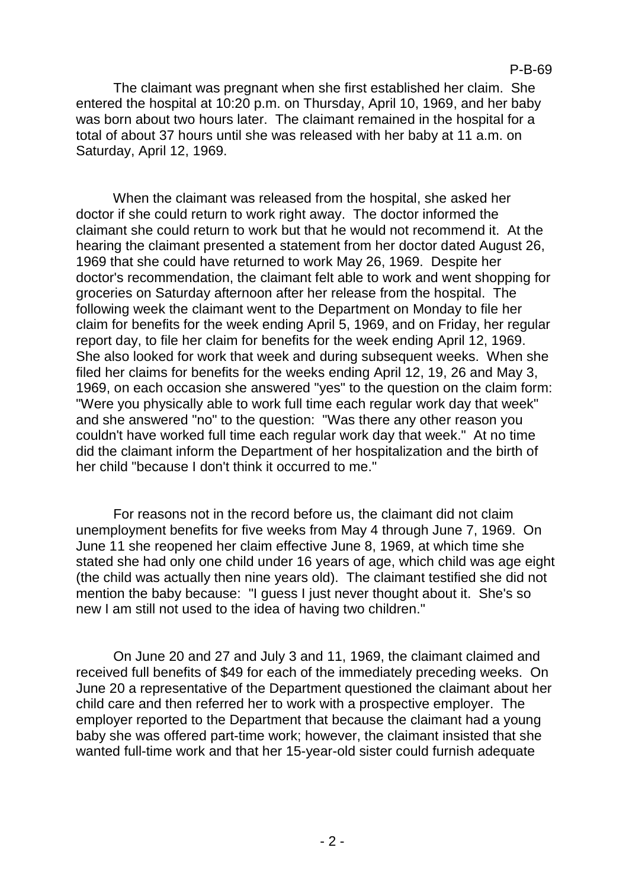The claimant was pregnant when she first established her claim. She entered the hospital at 10:20 p.m. on Thursday, April 10, 1969, and her baby was born about two hours later. The claimant remained in the hospital for a total of about 37 hours until she was released with her baby at 11 a.m. on Saturday, April 12, 1969.

When the claimant was released from the hospital, she asked her doctor if she could return to work right away. The doctor informed the claimant she could return to work but that he would not recommend it. At the hearing the claimant presented a statement from her doctor dated August 26, 1969 that she could have returned to work May 26, 1969. Despite her doctor's recommendation, the claimant felt able to work and went shopping for groceries on Saturday afternoon after her release from the hospital. The following week the claimant went to the Department on Monday to file her claim for benefits for the week ending April 5, 1969, and on Friday, her regular report day, to file her claim for benefits for the week ending April 12, 1969. She also looked for work that week and during subsequent weeks. When she filed her claims for benefits for the weeks ending April 12, 19, 26 and May 3, 1969, on each occasion she answered "yes" to the question on the claim form: "Were you physically able to work full time each regular work day that week" and she answered "no" to the question: "Was there any other reason you couldn't have worked full time each regular work day that week." At no time did the claimant inform the Department of her hospitalization and the birth of her child "because I don't think it occurred to me."

For reasons not in the record before us, the claimant did not claim unemployment benefits for five weeks from May 4 through June 7, 1969. On June 11 she reopened her claim effective June 8, 1969, at which time she stated she had only one child under 16 years of age, which child was age eight (the child was actually then nine years old). The claimant testified she did not mention the baby because: "I guess I just never thought about it. She's so new I am still not used to the idea of having two children."

On June 20 and 27 and July 3 and 11, 1969, the claimant claimed and received full benefits of $49 for each of the immediately preceding weeks. On June 20 a representative of the Department questioned the claimant about her child care and then referred her to work with a prospective employer. The employer reported to the Department that because the claimant had a young baby she was offered part-time work; however, the claimant insisted that she wanted full-time work and that her 15-year-old sister could furnish adequate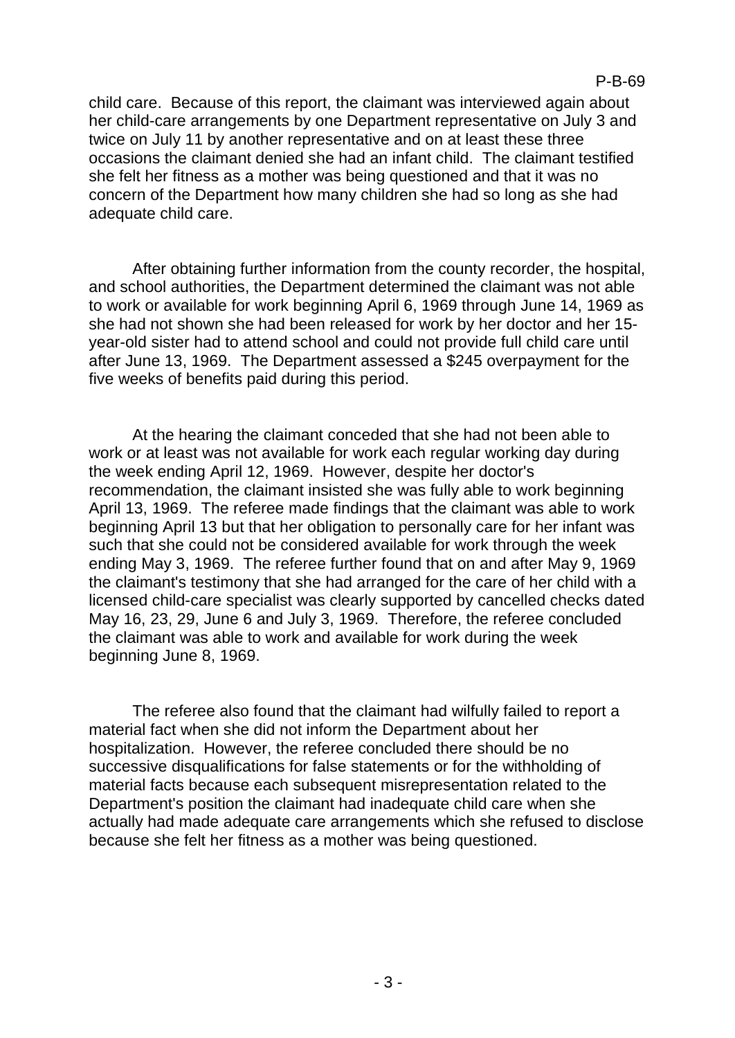child care. Because of this report, the claimant was interviewed again about her child-care arrangements by one Department representative on July 3 and twice on July 11 by another representative and on at least these three occasions the claimant denied she had an infant child. The claimant testified she felt her fitness as a mother was being questioned and that it was no concern of the Department how many children she had so long as she had adequate child care.

After obtaining further information from the county recorder, the hospital, and school authorities, the Department determined the claimant was not able to work or available for work beginning April 6, 1969 through June 14, 1969 as she had not shown she had been released for work by her doctor and her 15-year-old sister had to attend school and could not provide full child care until after June 13, 1969. The Department assessed a $245 overpayment for the five weeks of benefits paid during this period.

At the hearing the claimant conceded that she had not been able to work or at least was not available for work each regular working day during the week ending April 12, 1969. However, despite her doctor's recommendation, the claimant insisted she was fully able to work beginning April 13, 1969. The referee made findings that the claimant was able to work beginning April 13 but that her obligation to personally care for her infant was such that she could not be considered available for work through the week ending May 3, 1969. The referee further found that on and after May 9, 1969 the claimant's testimony that she had arranged for the care of her child with a licensed child-care specialist was clearly supported by cancelled checks dated May 16, 23, 29, June 6 and July 3, 1969. Therefore, the referee concluded the claimant was able to work and available for work during the week beginning June 8, 1969.

The referee also found that the claimant had wilfully failed to report a material fact when she did not inform the Department about her hospitalization. However, the referee concluded there should be no successive disqualifications for false statements or for the withholding of material facts because each subsequent misrepresentation related to the Department's position the claimant had inadequate child care when she actually had made adequate care arrangements which she refused to disclose because she felt her fitness as a mother was being questioned.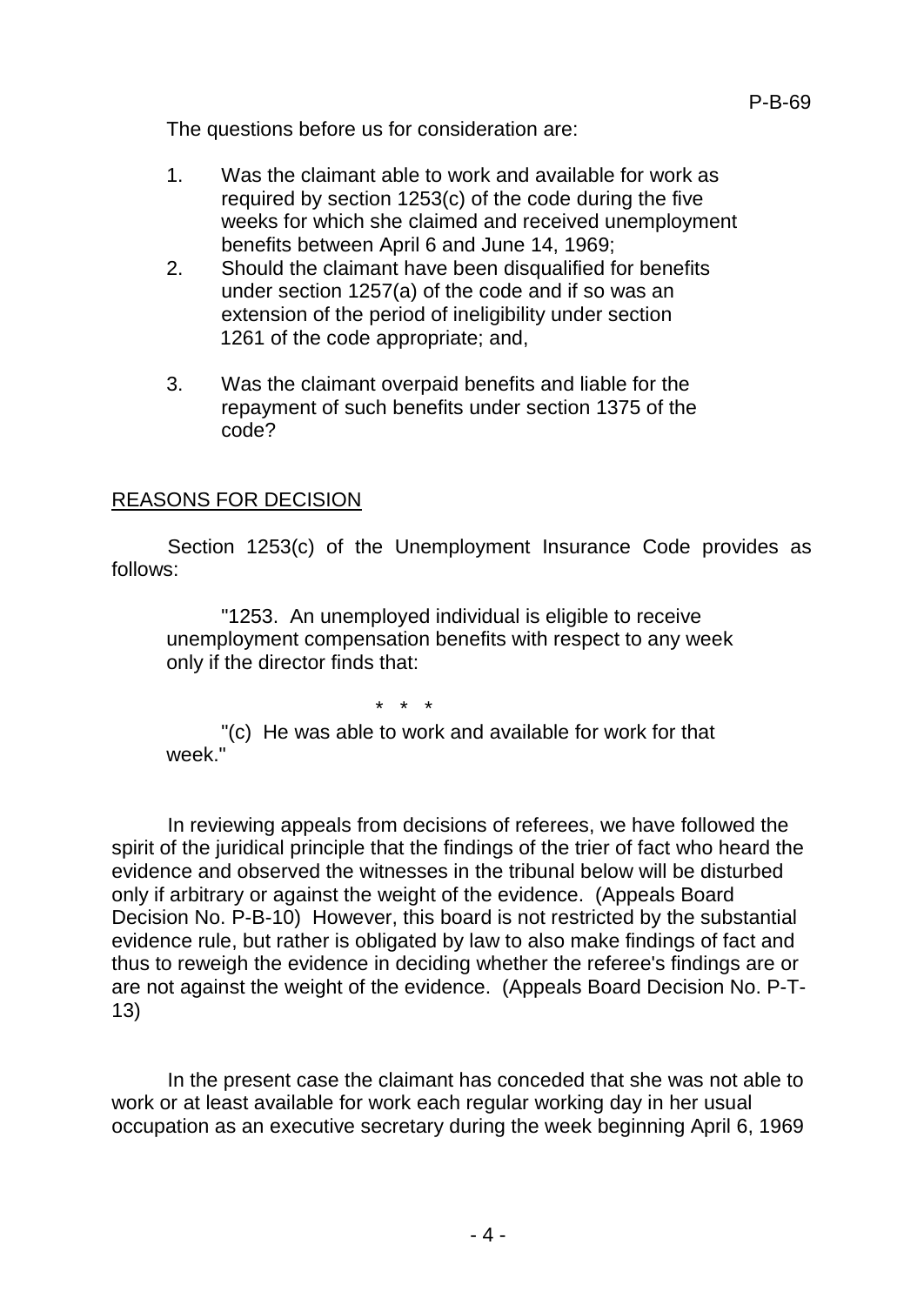The questions before us for consideration are:

1. Was the claimant able to work and available for work as required by section 1253(c) of the code during the five weeks for which she claimed and received unemployment benefits between April 6 and June 14, 1969;
2. Should the claimant have been disqualified for benefits under section 1257(a) of the code and if so was an extension of the period of ineligibility under section 1261 of the code appropriate; and,
3. Was the claimant overpaid benefits and liable for the repayment of such benefits under section 1375 of the code?

## REASONS FOR DECISION

Section 1253(c) of the Unemployment Insurance Code provides as follows:

> "1253. An unemployed individual is eligible to receive unemployment compensation benefits with respect to any week only if the director finds that:
>
> \* \* \*
>
> "(c) He was able to work and available for work for that week."

In reviewing appeals from decisions of referees, we have followed the spirit of the juridical principle that the findings of the trier of fact who heard the evidence and observed the witnesses in the tribunal below will be disturbed only if arbitrary or against the weight of the evidence. (Appeals Board Decision No. P-B-10) However, this board is not restricted by the substantial evidence rule, but rather is obligated by law to also make findings of fact and thus to reweigh the evidence in deciding whether the referee's findings are or are not against the weight of the evidence. (Appeals Board Decision No. P-T-13)

In the present case the claimant has conceded that she was not able to work or at least available for work each regular working day in her usual occupation as an executive secretary during the week beginning April 6, 1969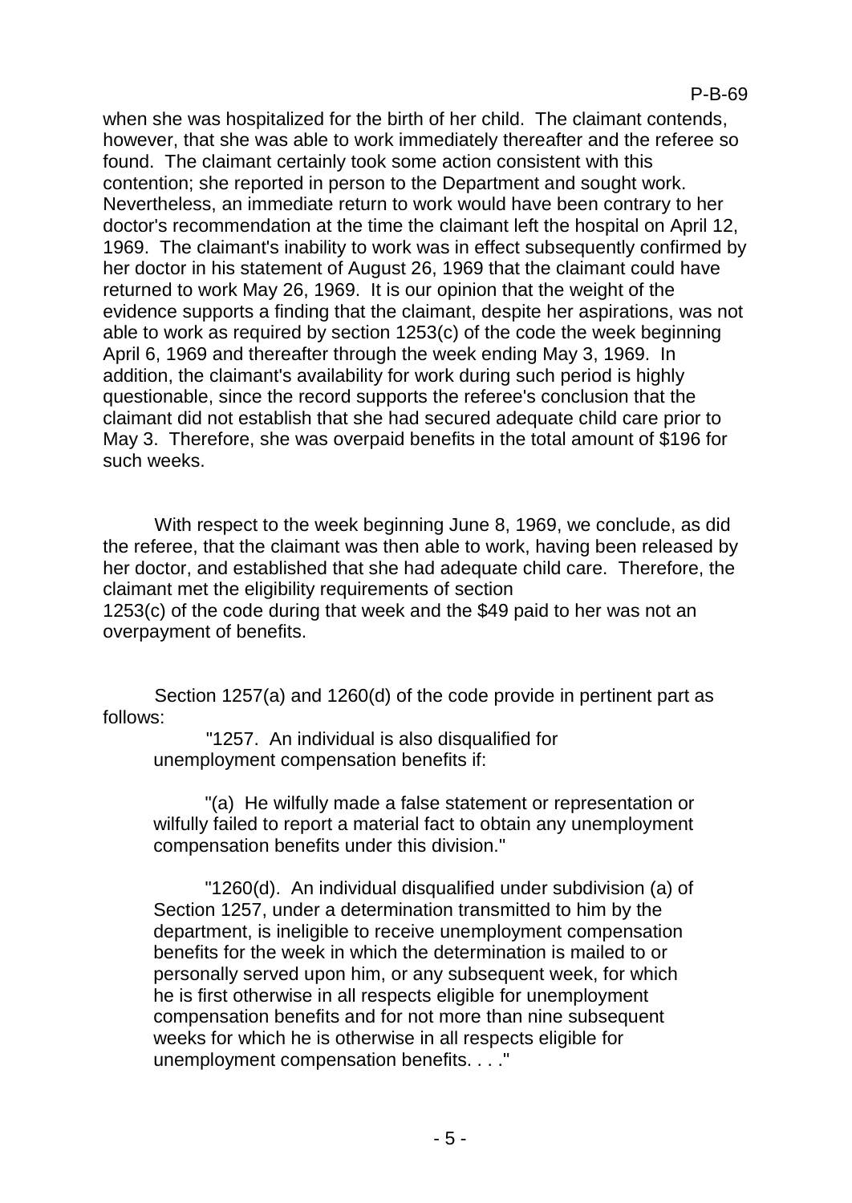when she was hospitalized for the birth of her child. The claimant contends, however, that she was able to work immediately thereafter and the referee so found. The claimant certainly took some action consistent with this contention; she reported in person to the Department and sought work. Nevertheless, an immediate return to work would have been contrary to her doctor's recommendation at the time the claimant left the hospital on April 12, 1969. The claimant's inability to work was in effect subsequently confirmed by her doctor in his statement of August 26, 1969 that the claimant could have returned to work May 26, 1969. It is our opinion that the weight of the evidence supports a finding that the claimant, despite her aspirations, was not able to work as required by section 1253(c) of the code the week beginning April 6, 1969 and thereafter through the week ending May 3, 1969. In addition, the claimant's availability for work during such period is highly questionable, since the record supports the referee's conclusion that the claimant did not establish that she had secured adequate child care prior to May 3. Therefore, she was overpaid benefits in the total amount of $196 for such weeks.

With respect to the week beginning June 8, 1969, we conclude, as did the referee, that the claimant was then able to work, having been released by her doctor, and established that she had adequate child care. Therefore, the claimant met the eligibility requirements of section 1253(c) of the code during that week and the $49 paid to her was not an overpayment of benefits.

Section 1257(a) and 1260(d) of the code provide in pertinent part as follows:

> "1257. An individual is also disqualified for unemployment compensation benefits if:
>
> "(a) He wilfully made a false statement or representation or wilfully failed to report a material fact to obtain any unemployment compensation benefits under this division."
>
> "1260(d). An individual disqualified under subdivision (a) of Section 1257, under a determination transmitted to him by the department, is ineligible to receive unemployment compensation benefits for the week in which the determination is mailed to or personally served upon him, or any subsequent week, for which he is first otherwise in all respects eligible for unemployment compensation benefits and for not more than nine subsequent weeks for which he is otherwise in all respects eligible for unemployment compensation benefits. . . ."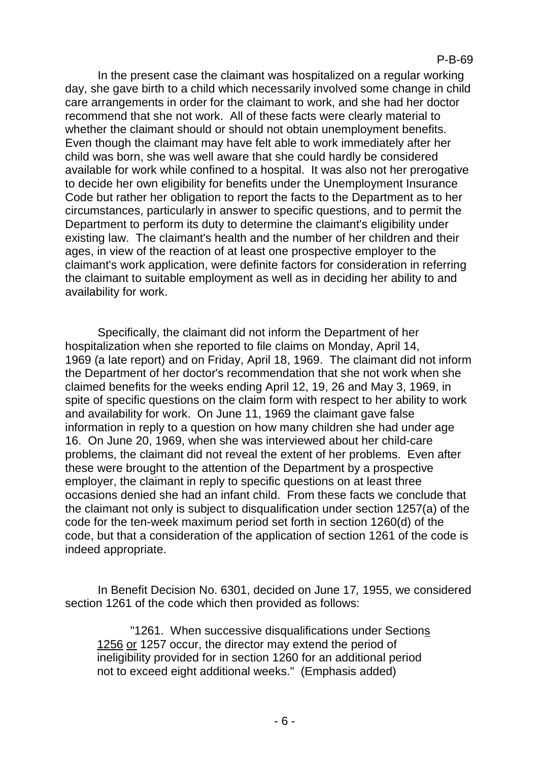In the present case the claimant was hospitalized on a regular working day, she gave birth to a child which necessarily involved some change in child care arrangements in order for the claimant to work, and she had her doctor recommend that she not work. All of these facts were clearly material to whether the claimant should or should not obtain unemployment benefits. Even though the claimant may have felt able to work immediately after her child was born, she was well aware that she could hardly be considered available for work while confined to a hospital. It was also not her prerogative to decide her own eligibility for benefits under the Unemployment Insurance Code but rather her obligation to report the facts to the Department as to her circumstances, particularly in answer to specific questions, and to permit the Department to perform its duty to determine the claimant's eligibility under existing law. The claimant's health and the number of her children and their ages, in view of the reaction of at least one prospective employer to the claimant's work application, were definite factors for consideration in referring the claimant to suitable employment as well as in deciding her ability to and availability for work.

Specifically, the claimant did not inform the Department of her hospitalization when she reported to file claims on Monday, April 14, 1969 (a late report) and on Friday, April 18, 1969. The claimant did not inform the Department of her doctor's recommendation that she not work when she claimed benefits for the weeks ending April 12, 19, 26 and May 3, 1969, in spite of specific questions on the claim form with respect to her ability to work and availability for work. On June 11, 1969 the claimant gave false information in reply to a question on how many children she had under age 16. On June 20, 1969, when she was interviewed about her child-care problems, the claimant did not reveal the extent of her problems. Even after these were brought to the attention of the Department by a prospective employer, the claimant in reply to specific questions on at least three occasions denied she had an infant child. From these facts we conclude that the claimant not only is subject to disqualification under section 1257(a) of the code for the ten-week maximum period set forth in section 1260(d) of the code, but that a consideration of the application of section 1261 of the code is indeed appropriate.

In Benefit Decision No. 6301, decided on June 17, 1955, we considered section 1261 of the code which then provided as follows:

> "1261. When successive disqualifications under Section<u>s</u> <u>1256</u> <u>or</u> 1257 occur, the director may extend the period of ineligibility provided for in section 1260 for an additional period not to exceed eight additional weeks." (Emphasis added)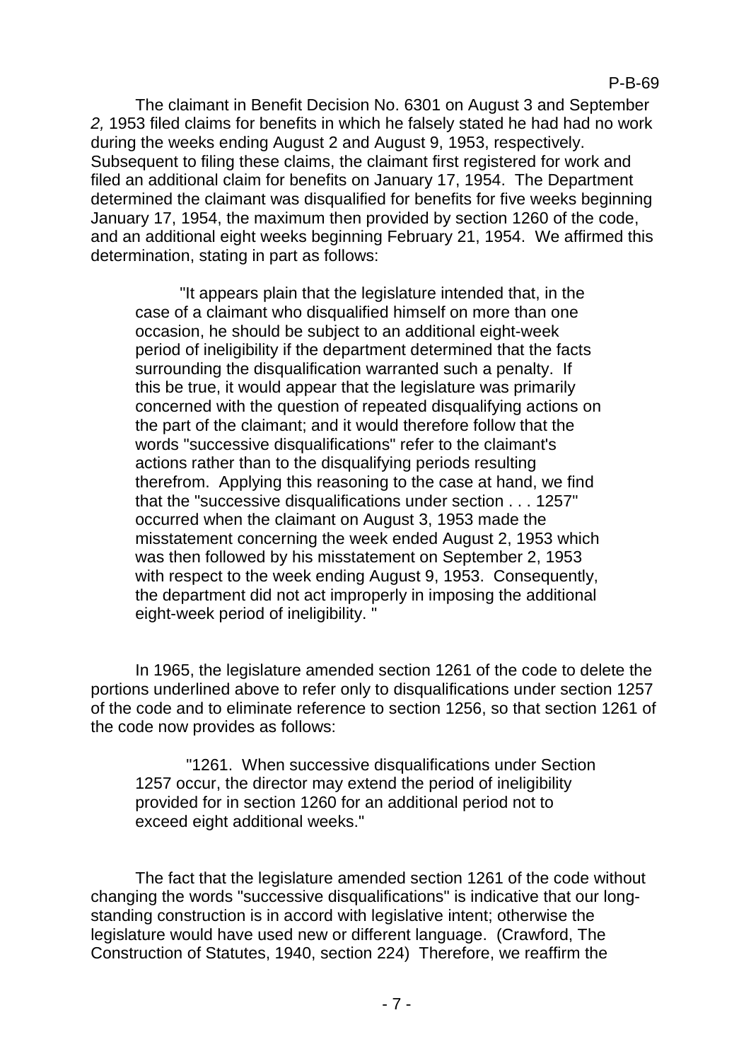The claimant in Benefit Decision No. 6301 on August 3 and September *2,* 1953 filed claims for benefits in which he falsely stated he had had no work during the weeks ending August 2 and August 9, 1953, respectively. Subsequent to filing these claims, the claimant first registered for work and filed an additional claim for benefits on January 17, 1954. The Department determined the claimant was disqualified for benefits for five weeks beginning January 17, 1954, the maximum then provided by section 1260 of the code, and an additional eight weeks beginning February 21, 1954. We affirmed this determination, stating in part as follows:

> "It appears plain that the legislature intended that, in the case of a claimant who disqualified himself on more than one occasion, he should be subject to an additional eight-week period of ineligibility if the department determined that the facts surrounding the disqualification warranted such a penalty. If this be true, it would appear that the legislature was primarily concerned with the question of repeated disqualifying actions on the part of the claimant; and it would therefore follow that the words "successive disqualifications" refer to the claimant's actions rather than to the disqualifying periods resulting therefrom. Applying this reasoning to the case at hand, we find that the "successive disqualifications under section . . . 1257" occurred when the claimant on August 3, 1953 made the misstatement concerning the week ended August 2, 1953 which was then followed by his misstatement on September 2, 1953 with respect to the week ending August 9, 1953. Consequently, the department did not act improperly in imposing the additional eight-week period of ineligibility. "

In 1965, the legislature amended section 1261 of the code to delete the portions underlined above to refer only to disqualifications under section 1257 of the code and to eliminate reference to section 1256, so that section 1261 of the code now provides as follows:

> "1261. When successive disqualifications under Section 1257 occur, the director may extend the period of ineligibility provided for in section 1260 for an additional period not to exceed eight additional weeks."

The fact that the legislature amended section 1261 of the code without changing the words "successive disqualifications" is indicative that our long-standing construction is in accord with legislative intent; otherwise the legislature would have used new or different language. (Crawford, The Construction of Statutes, 1940, section 224) Therefore, we reaffirm the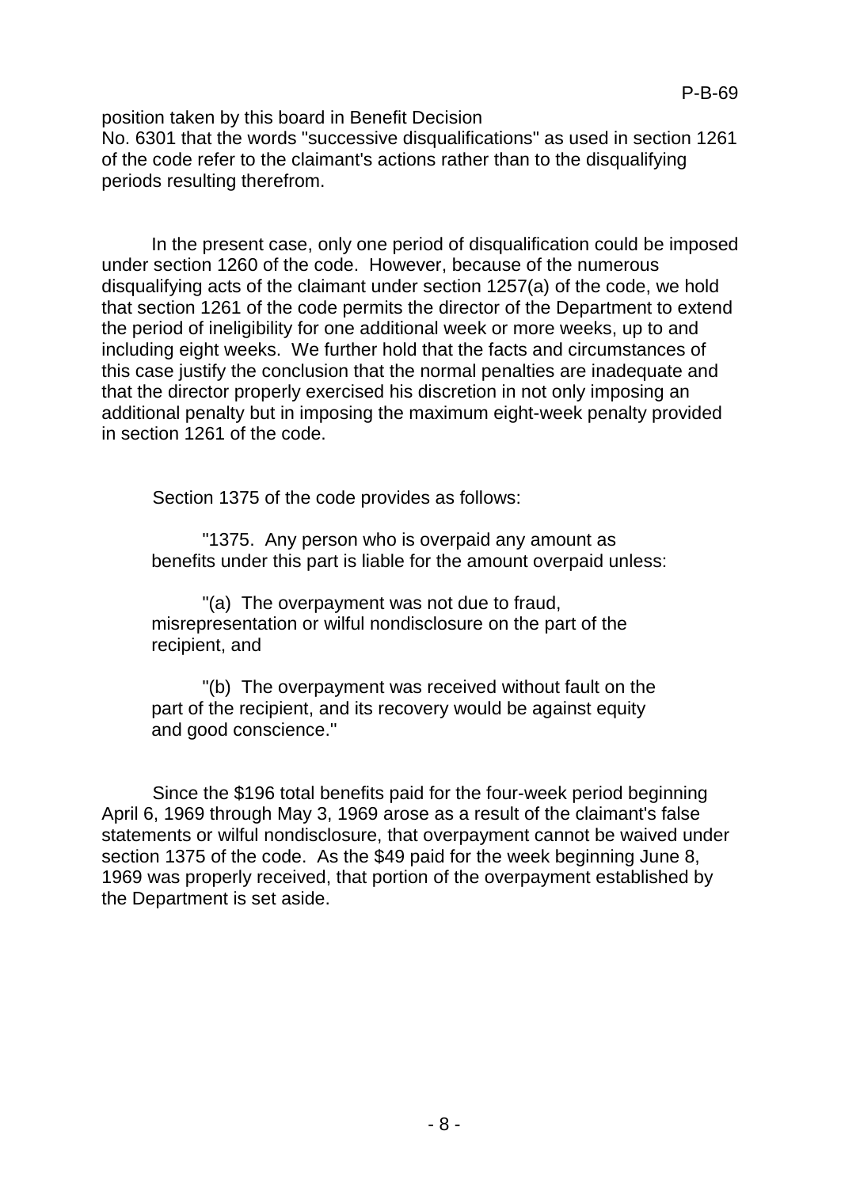position taken by this board in Benefit Decision No. 6301 that the words "successive disqualifications" as used in section 1261 of the code refer to the claimant's actions rather than to the disqualifying periods resulting therefrom.

In the present case, only one period of disqualification could be imposed under section 1260 of the code. However, because of the numerous disqualifying acts of the claimant under section 1257(a) of the code, we hold that section 1261 of the code permits the director of the Department to extend the period of ineligibility for one additional week or more weeks, up to and including eight weeks. We further hold that the facts and circumstances of this case justify the conclusion that the normal penalties are inadequate and that the director properly exercised his discretion in not only imposing an additional penalty but in imposing the maximum eight-week penalty provided in section 1261 of the code.

Section 1375 of the code provides as follows:

> "1375. Any person who is overpaid any amount as benefits under this part is liable for the amount overpaid unless:
>
> "(a) The overpayment was not due to fraud, misrepresentation or wilful nondisclosure on the part of the recipient, and
>
> "(b) The overpayment was received without fault on the part of the recipient, and its recovery would be against equity and good conscience."

Since the $196 total benefits paid for the four-week period beginning April 6, 1969 through May 3, 1969 arose as a result of the claimant's false statements or wilful nondisclosure, that overpayment cannot be waived under section 1375 of the code. As the $49 paid for the week beginning June 8, 1969 was properly received, that portion of the overpayment established by the Department is set aside.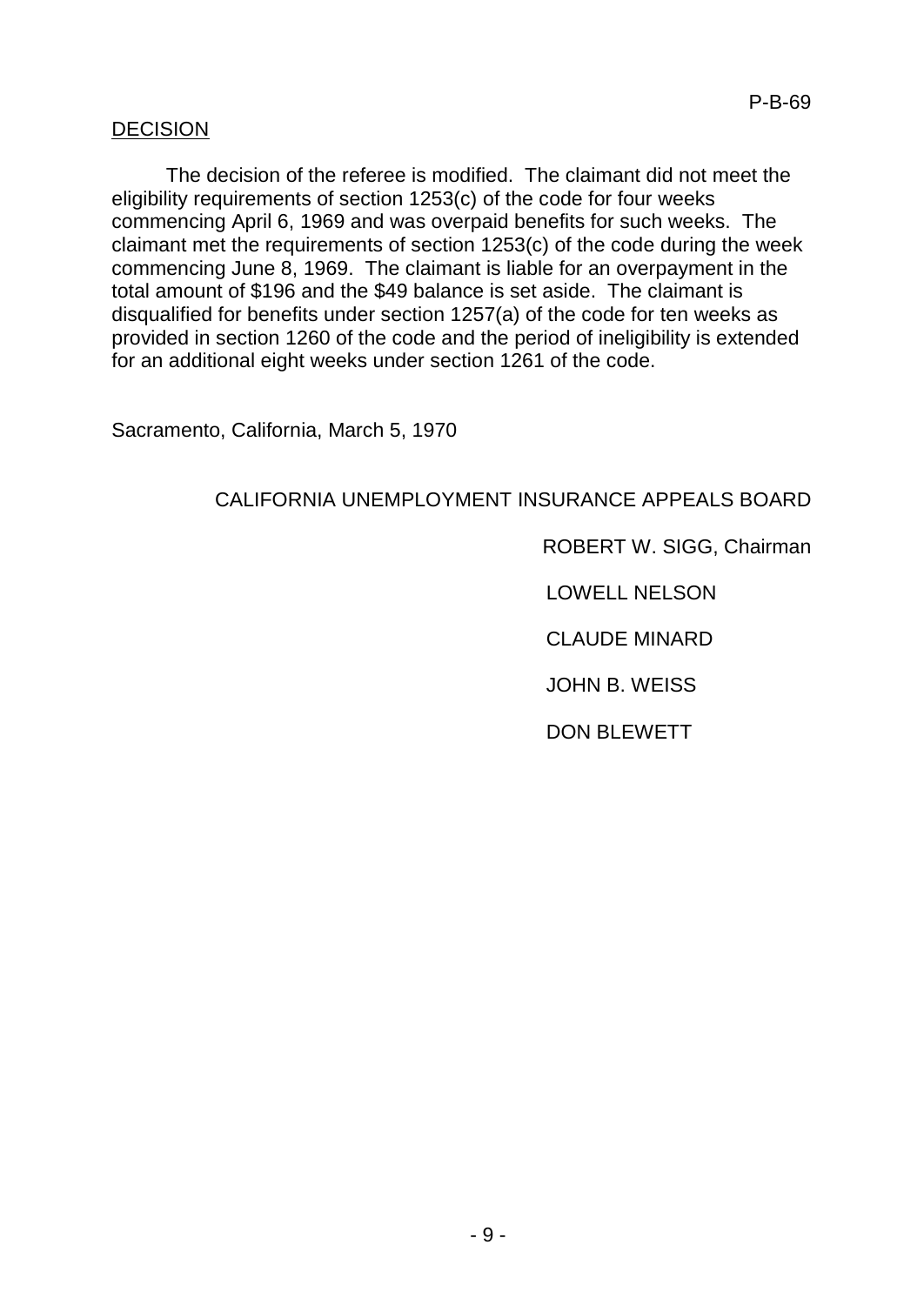## DECISION

The decision of the referee is modified. The claimant did not meet the eligibility requirements of section 1253(c) of the code for four weeks commencing April 6, 1969 and was overpaid benefits for such weeks. The claimant met the requirements of section 1253(c) of the code during the week commencing June 8, 1969. The claimant is liable for an overpayment in the total amount of $196 and the $49 balance is set aside. The claimant is disqualified for benefits under section 1257(a) of the code for ten weeks as provided in section 1260 of the code and the period of ineligibility is extended for an additional eight weeks under section 1261 of the code.

Sacramento, California, March 5, 1970

CALIFORNIA UNEMPLOYMENT INSURANCE APPEALS BOARD

ROBERT W. SIGG, Chairman

LOWELL NELSON

CLAUDE MINARD

JOHN B. WEISS

DON BLEWETT